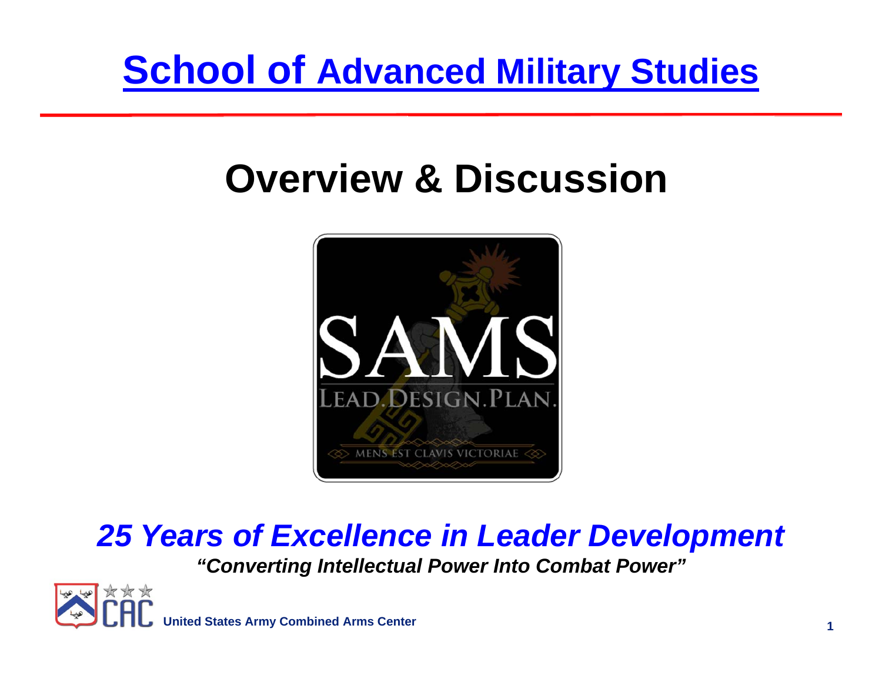# School of Advanced Military Studies

## Overview & Discussion

SAMS

LEAD.DESIGN.PLAN.

MENS EST CLAVIS VICTORIAE

***25 Years of Excellence in Leader Development***

***"Converting Intellectual Power Into Combat Power"***

**United States Army Combined Arms Center**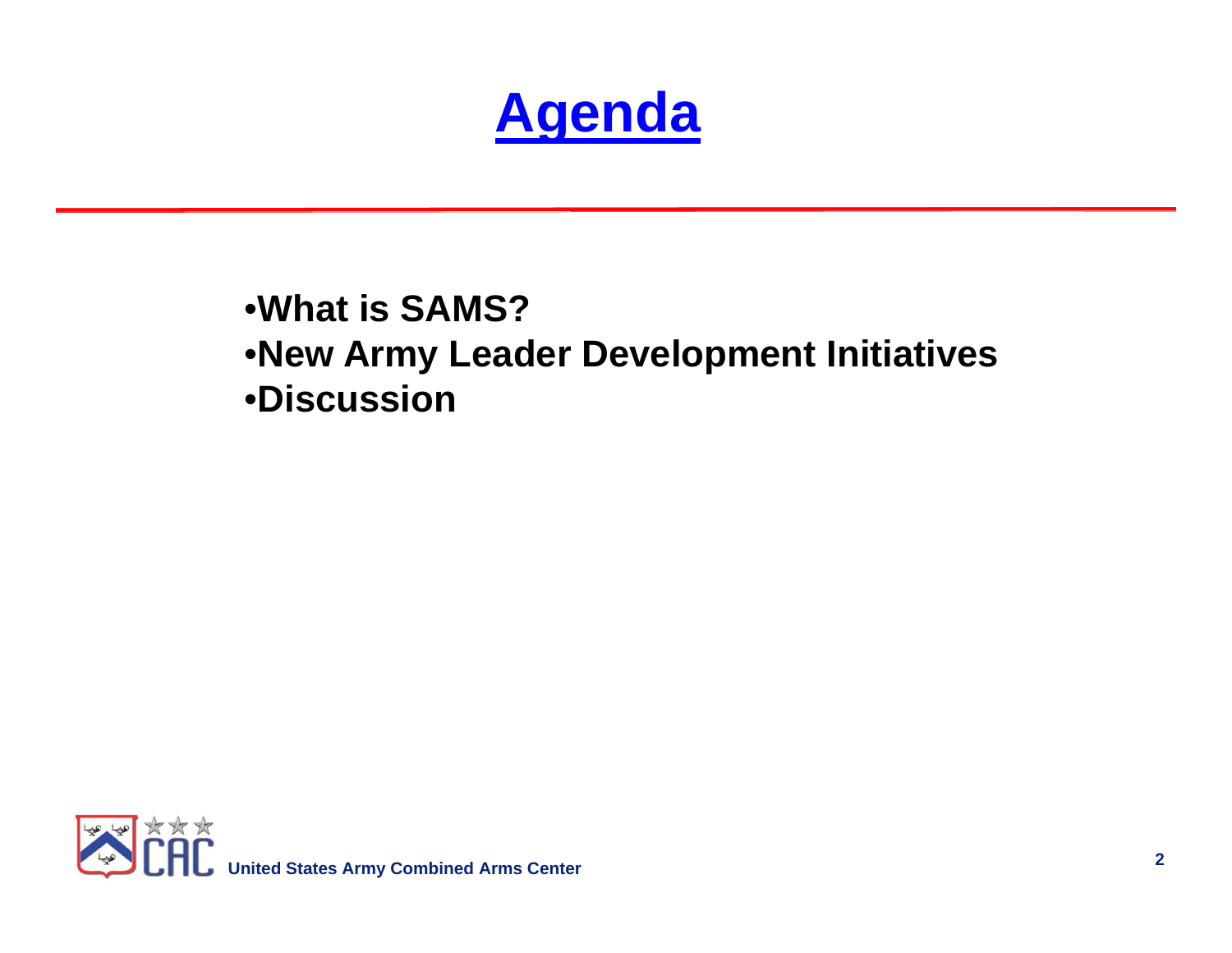# Agenda

- **What is SAMS?**
- **New Army Leader Development Initiatives**
- **Discussion**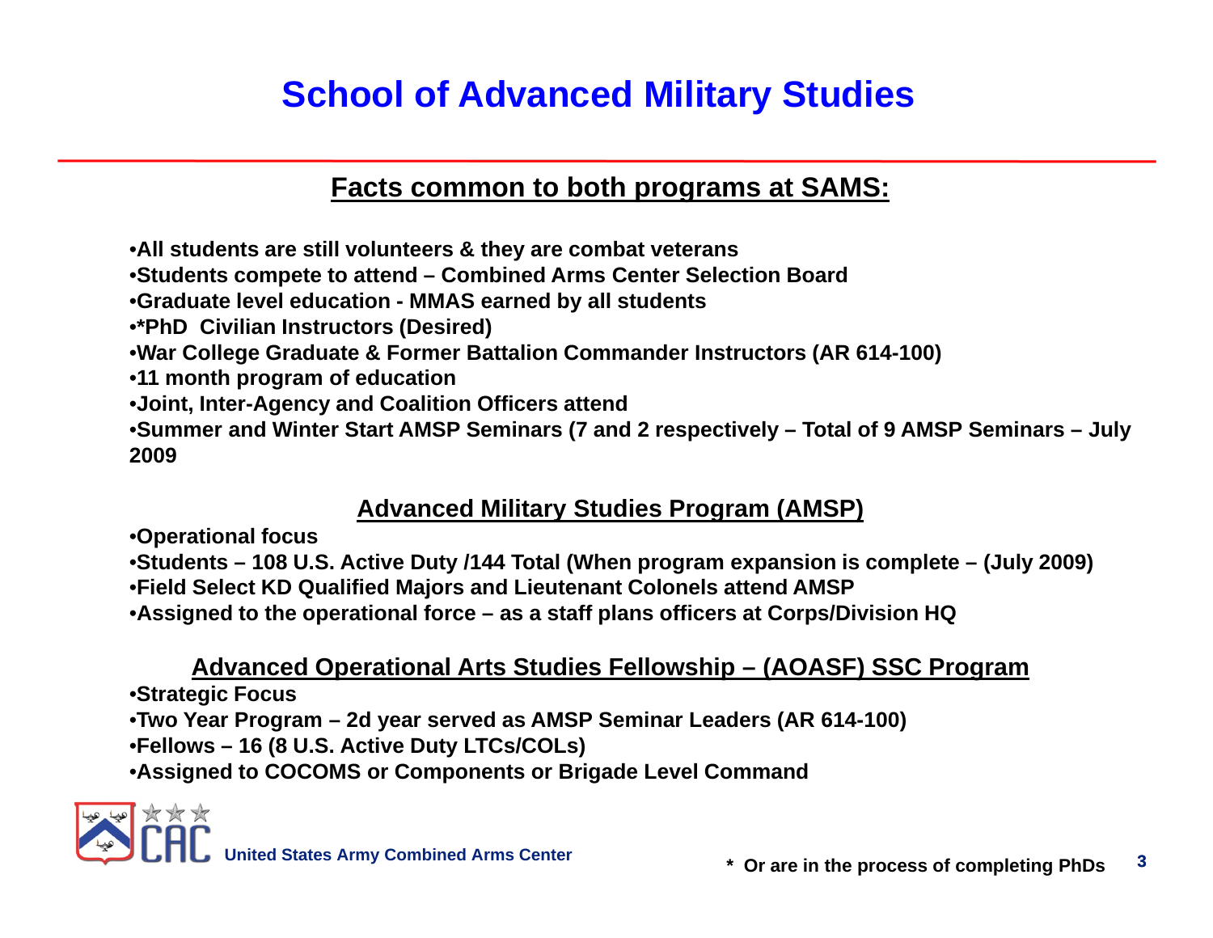# School of Advanced Military Studies

## Facts common to both programs at SAMS:

- **All students are still volunteers & they are combat veterans**
- **Students compete to attend – Combined Arms Center Selection Board**
- **Graduate level education - MMAS earned by all students**
- **\*PhD Civilian Instructors (Desired)**
- **War College Graduate & Former Battalion Commander Instructors (AR 614-100)**
- **11 month program of education**
- **Joint, Inter-Agency and Coalition Officers attend**
- **Summer and Winter Start AMSP Seminars (7 and 2 respectively – Total of 9 AMSP Seminars – July 2009**

## Advanced Military Studies Program (AMSP)

- **Operational focus**
- **Students – 108 U.S. Active Duty /144 Total (When program expansion is complete – (July 2009)**
- **Field Select KD Qualified Majors and Lieutenant Colonels attend AMSP**
- **Assigned to the operational force – as a staff plans officers at Corps/Division HQ**

## Advanced Operational Arts Studies Fellowship – (AOASF) SSC Program

- **Strategic Focus**
- **Two Year Program – 2d year served as AMSP Seminar Leaders (AR 614-100)**
- **Fellows – 16 (8 U.S. Active Duty LTCs/COLs)**
- **Assigned to COCOMS or Components or Brigade Level Command**

United States Army Combined Arms Center

**\* Or are in the process of completing PhDs**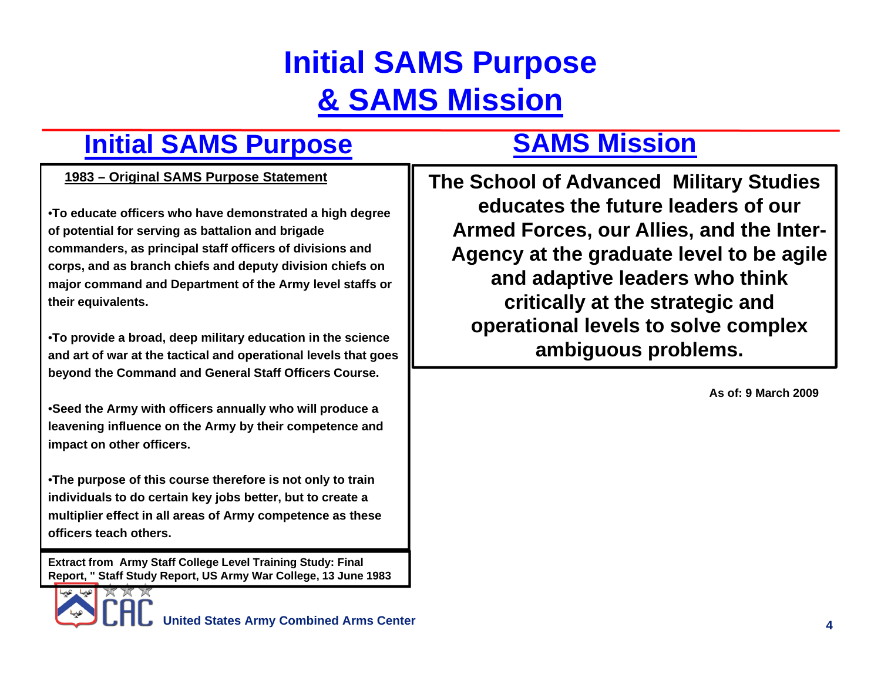# Initial SAMS Purpose & SAMS Mission

## Initial SAMS Purpose

**1983 – Original SAMS Purpose Statement**

- **To educate officers who have demonstrated a high degree of potential for serving as battalion and brigade commanders, as principal staff officers of divisions and corps, and as branch chiefs and deputy division chiefs on major command and Department of the Army level staffs or their equivalents.**

- **To provide a broad, deep military education in the science and art of war at the tactical and operational levels that goes beyond the Command and General Staff Officers Course.**

- **Seed the Army with officers annually who will produce a leavening influence on the Army by their competence and impact on other officers.**

- **The purpose of this course therefore is not only to train individuals to do certain key jobs better, but to create a multiplier effect in all areas of Army competence as these officers teach others.**

**Extract from Army Staff College Level Training Study: Final Report, " Staff Study Report, US Army War College, 13 June 1983**

## SAMS Mission

**The School of Advanced Military Studies educates the future leaders of our Armed Forces, our Allies, and the Inter-Agency at the graduate level to be agile and adaptive leaders who think critically at the strategic and operational levels to solve complex ambiguous problems.**

**As of: 9 March 2009**

**United States Army Combined Arms Center**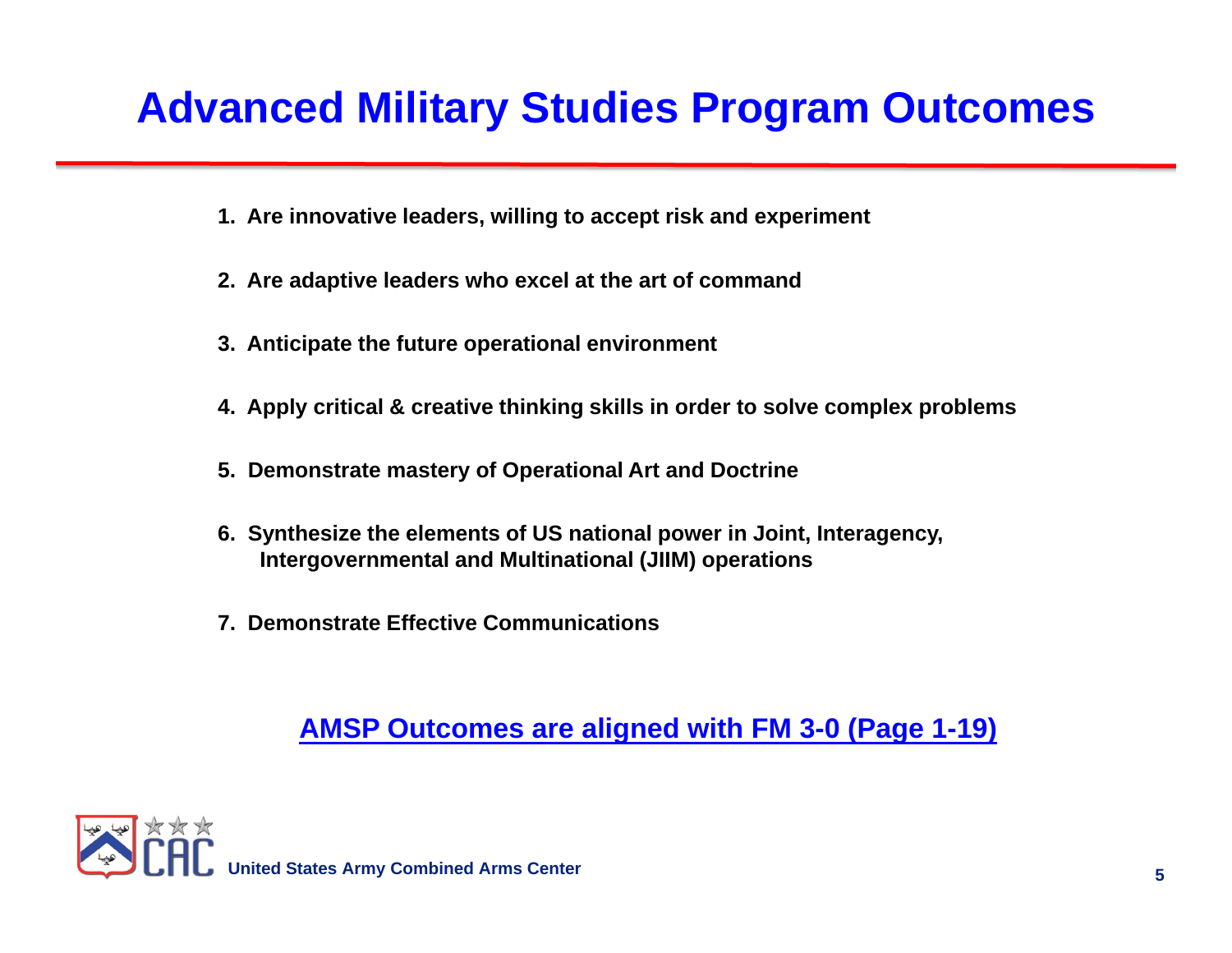# Advanced Military Studies Program Outcomes

1. **Are innovative leaders, willing to accept risk and experiment**
2. **Are adaptive leaders who excel at the art of command**
3. **Anticipate the future operational environment**
4. **Apply critical & creative thinking skills in order to solve complex problems**
5. **Demonstrate mastery of Operational Art and Doctrine**
6. **Synthesize the elements of US national power in Joint, Interagency, Intergovernmental and Multinational (JIIM) operations**
7. **Demonstrate Effective Communications**

**AMSP Outcomes are aligned with FM 3-0 (Page 1-19)**

**United States Army Combined Arms Center**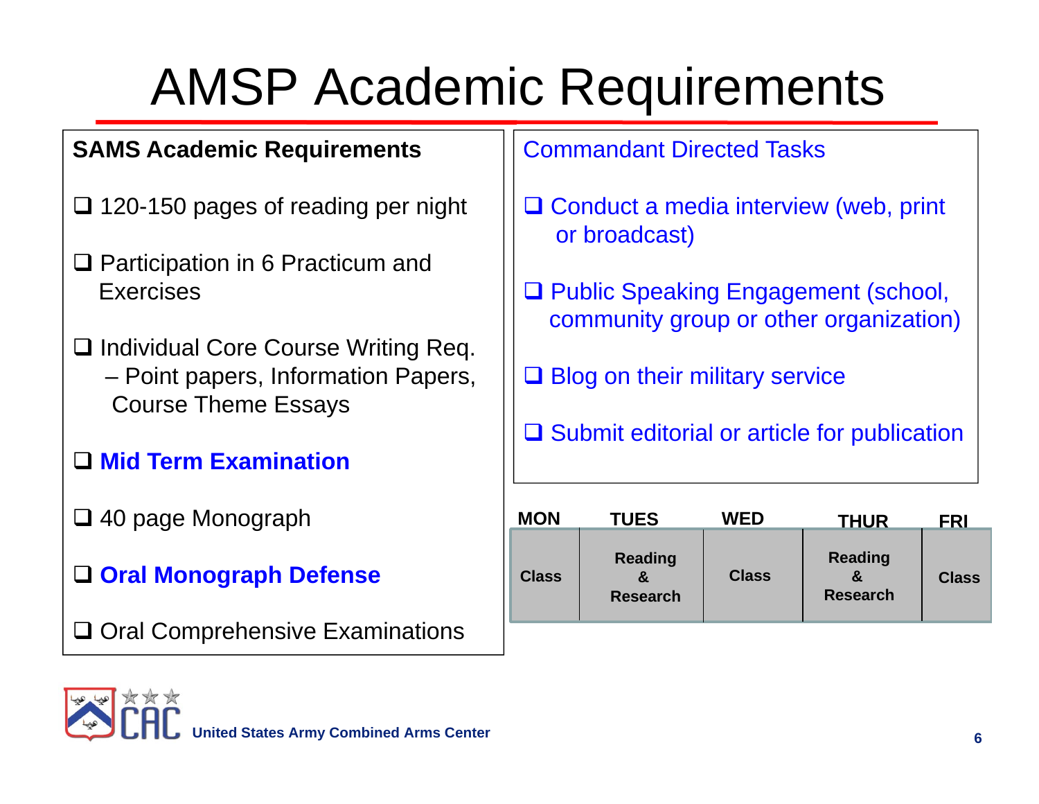# AMSP Academic Requirements

**SAMS Academic Requirements**

- ❑ 120-150 pages of reading per night
- ❑ Participation in 6 Practicum and Exercises
- ❑ Individual Core Course Writing Req.
  – Point papers, Information Papers, Course Theme Essays
- ❑ **Mid Term Examination**
- ❑ 40 page Monograph
- ❑ **Oral Monograph Defense**
- ❑ Oral Comprehensive Examinations

Commandant Directed Tasks

- ❑ Conduct a media interview (web, print or broadcast)
- ❑ Public Speaking Engagement (school, community group or other organization)
- ❑ Blog on their military service
- ❑ Submit editorial or article for publication

| MON | TUES | WED | THUR | FRI |
|---|---|---|---|---|
| Class | Reading & Research | Class | Reading & Research | Class |

United States Army Combined Arms Center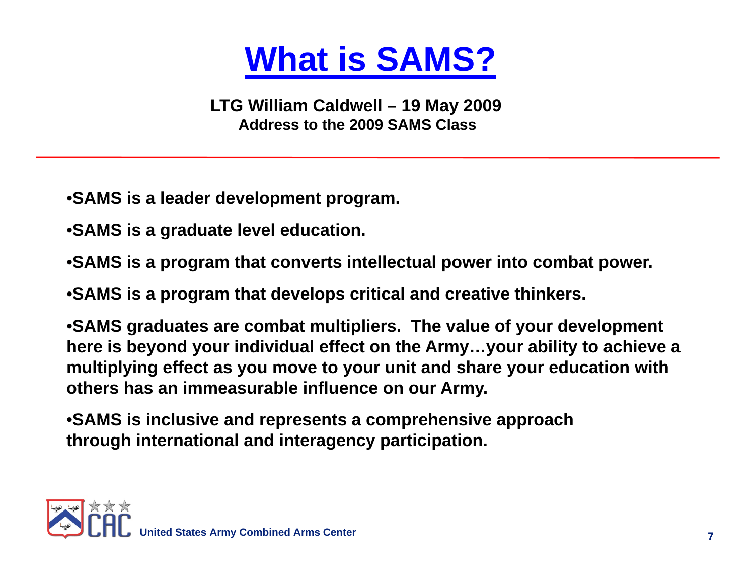# What is SAMS?

**LTG William Caldwell – 19 May 2009**
**Address to the 2009 SAMS Class**

- **SAMS is a leader development program.**
- **SAMS is a graduate level education.**
- **SAMS is a program that converts intellectual power into combat power.**
- **SAMS is a program that develops critical and creative thinkers.**
- **SAMS graduates are combat multipliers. The value of your development here is beyond your individual effect on the Army…your ability to achieve a multiplying effect as you move to your unit and share your education with others has an immeasurable influence on our Army.**
- **SAMS is inclusive and represents a comprehensive approach through international and interagency participation.**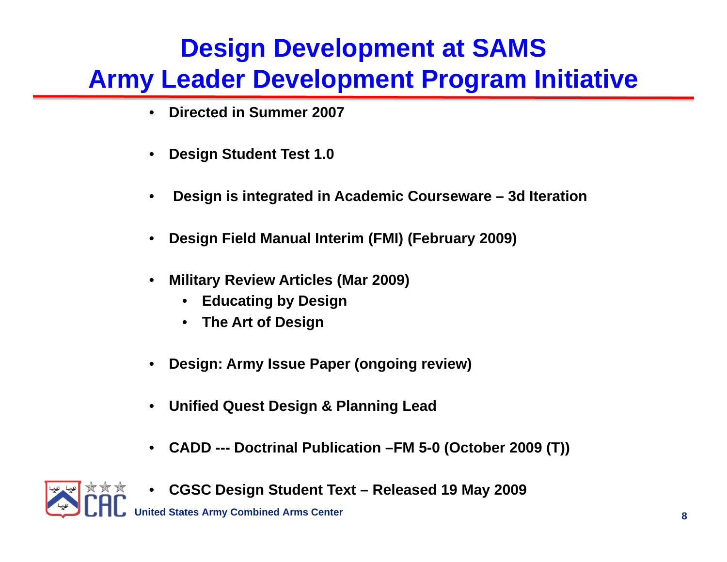# Design Development at SAMS
# Army Leader Development Program Initiative

- **Directed in Summer 2007**
- **Design Student Test 1.0**
- **Design is integrated in Academic Courseware – 3d Iteration**
- **Design Field Manual Interim (FMI) (February 2009)**
- **Military Review Articles (Mar 2009)**
  - **Educating by Design**
  - **The Art of Design**
- **Design: Army Issue Paper (ongoing review)**
- **Unified Quest Design & Planning Lead**
- **CADD --- Doctrinal Publication –FM 5-0 (October 2009 (T))**
- **CGSC Design Student Text – Released 19 May 2009**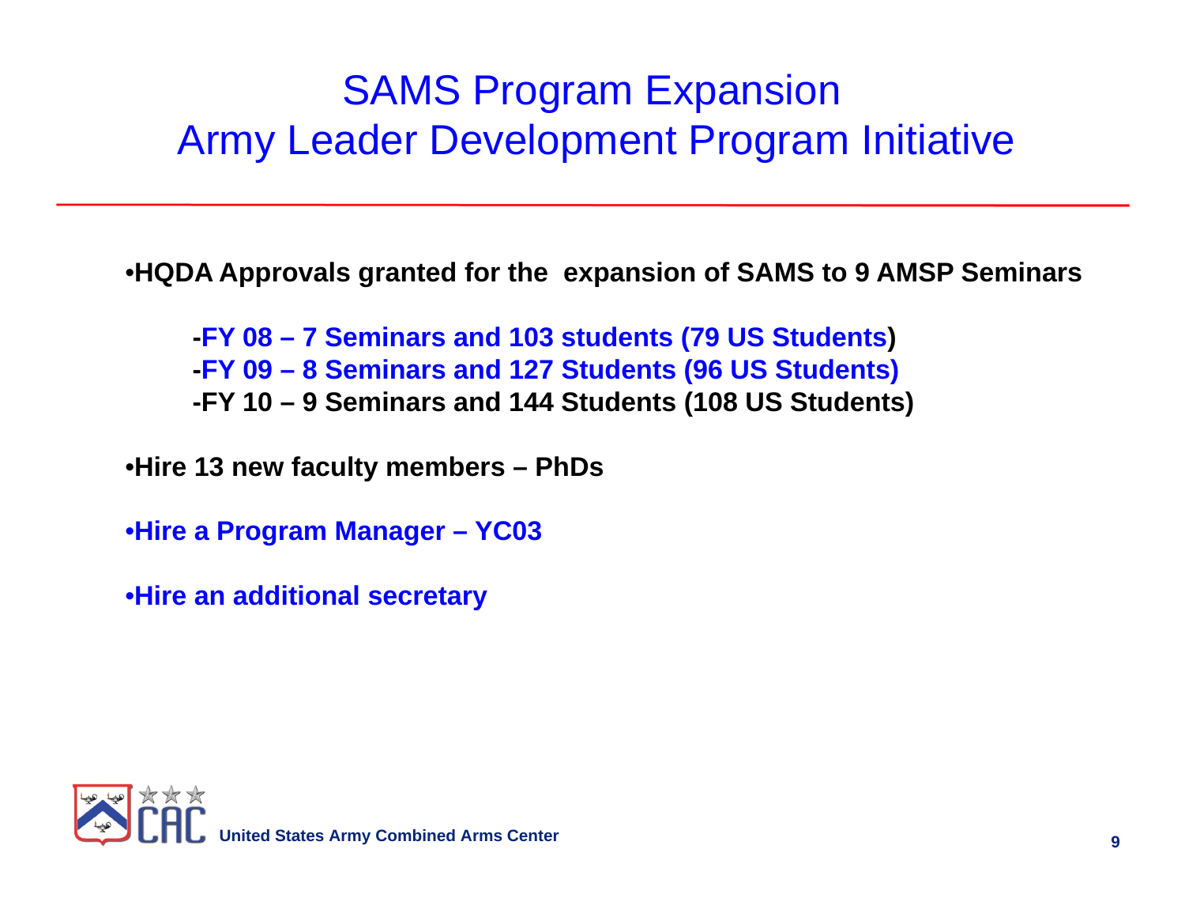# SAMS Program Expansion
# Army Leader Development Program Initiative

- **HQDA Approvals granted for the expansion of SAMS to 9 AMSP Seminars**

  - **FY 08 – 7 Seminars and 103 students (79 US Students)**
  - **FY 09 – 8 Seminars and 127 Students (96 US Students)**
  - **FY 10 – 9 Seminars and 144 Students (108 US Students)**

- **Hire 13 new faculty members – PhDs**

- **Hire a Program Manager – YC03**

- **Hire an additional secretary**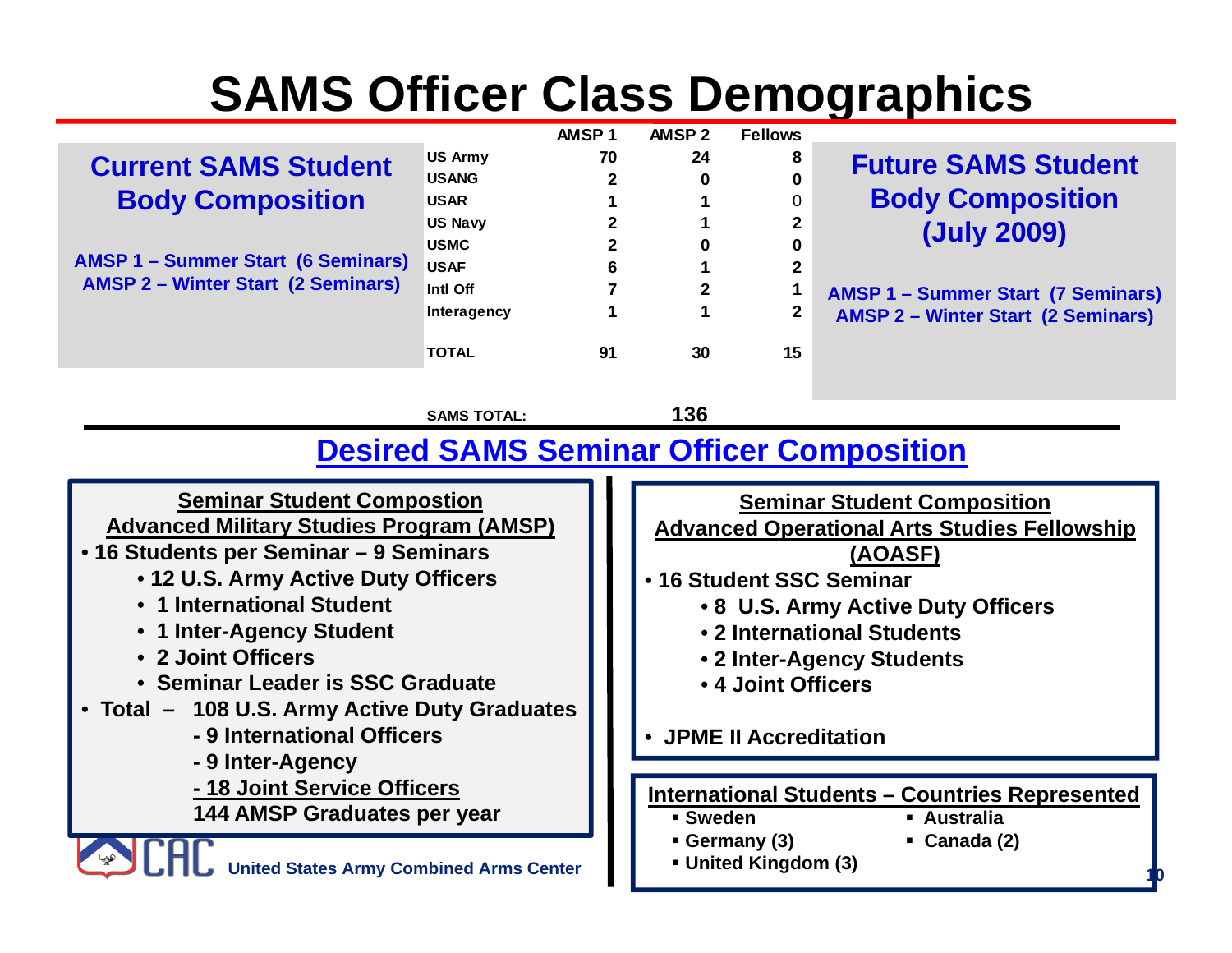# SAMS Officer Class Demographics

## Current SAMS Student Body Composition

**AMSP 1 – Summer Start (6 Seminars)**
**AMSP 2 – Winter Start (2 Seminars)**

| | AMSP 1 | AMSP 2 | Fellows |
|---|---|---|---|
| US Army | 70 | 24 | 8 |
| USANG | 2 | 0 | 0 |
| USAR | 1 | 1 | 0 |
| US Navy | 2 | 1 | 2 |
| USMC | 2 | 0 | 0 |
| USAF | 6 | 1 | 2 |
| Intl Off | 7 | 2 | 1 |
| Interagency | 1 | 1 | 2 |
| TOTAL | 91 | 30 | 15 |

**SAMS TOTAL: 136**

## Future SAMS Student Body Composition (July 2009)

**AMSP 1 – Summer Start (7 Seminars)**
**AMSP 2 – Winter Start (2 Seminars)**

## Desired SAMS Seminar Officer Composition

**Seminar Student Compostion**
**Advanced Military Studies Program (AMSP)**

- 16 Students per Seminar – 9 Seminars
  - 12 U.S. Army Active Duty Officers
  - 1 International Student
  - 1 Inter-Agency Student
  - 2 Joint Officers
  - Seminar Leader is SSC Graduate
- Total – 108 U.S. Army Active Duty Graduates
  - 9 International Officers
  - 9 Inter-Agency
  - 18 Joint Service Officers

  144 AMSP Graduates per year

**Seminar Student Composition**
**Advanced Operational Arts Studies Fellowship (AOASF)**

- 16 Student SSC Seminar
  - 8 U.S. Army Active Duty Officers
  - 2 International Students
  - 2 Inter-Agency Students
  - 4 Joint Officers
- JPME II Accreditation

**International Students – Countries Represented**

- Sweden
- Germany (3)
- United Kingdom (3)
- Australia
- Canada (2)

United States Army Combined Arms Center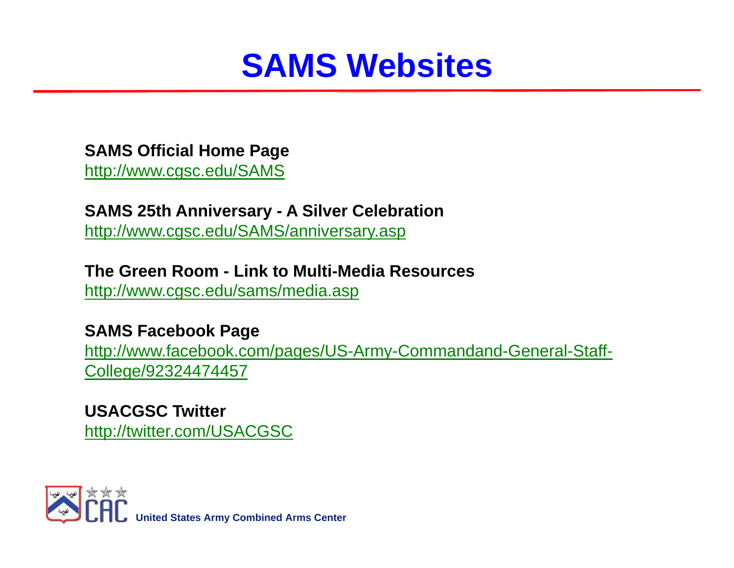# SAMS Websites

**SAMS Official Home Page**
http://www.cgsc.edu/SAMS

**SAMS 25th Anniversary - A Silver Celebration**
http://www.cgsc.edu/SAMS/anniversary.asp

**The Green Room - Link to Multi-Media Resources**
http://www.cgsc.edu/sams/media.asp

**SAMS Facebook Page**
http://www.facebook.com/pages/US-Army-Commandand-General-Staff-College/92324474457

**USACGSC Twitter**
http://twitter.com/USACGSC

CAC United States Army Combined Arms Center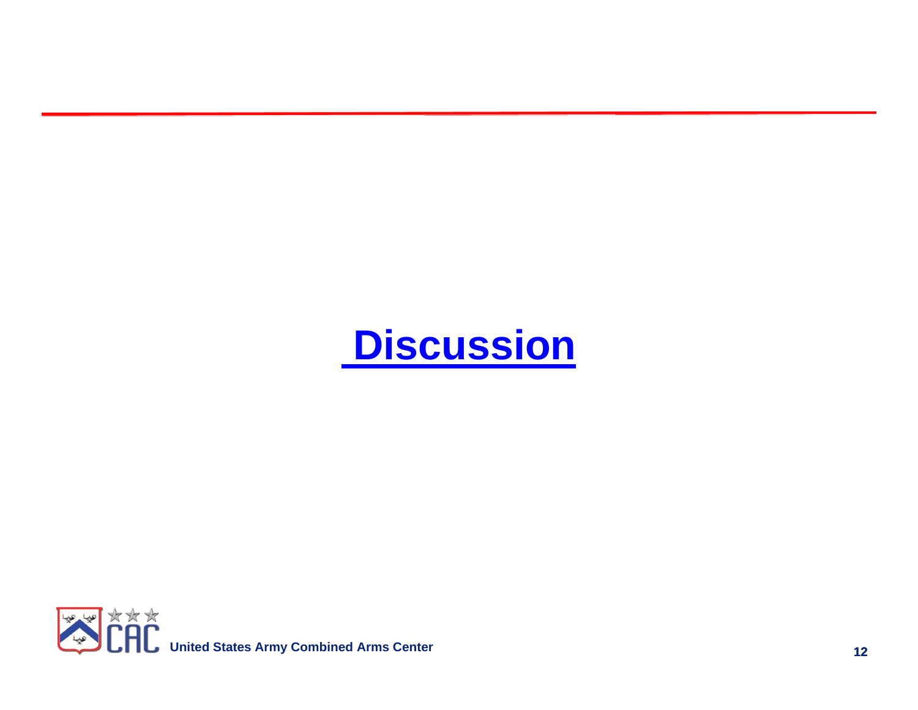# Discussion